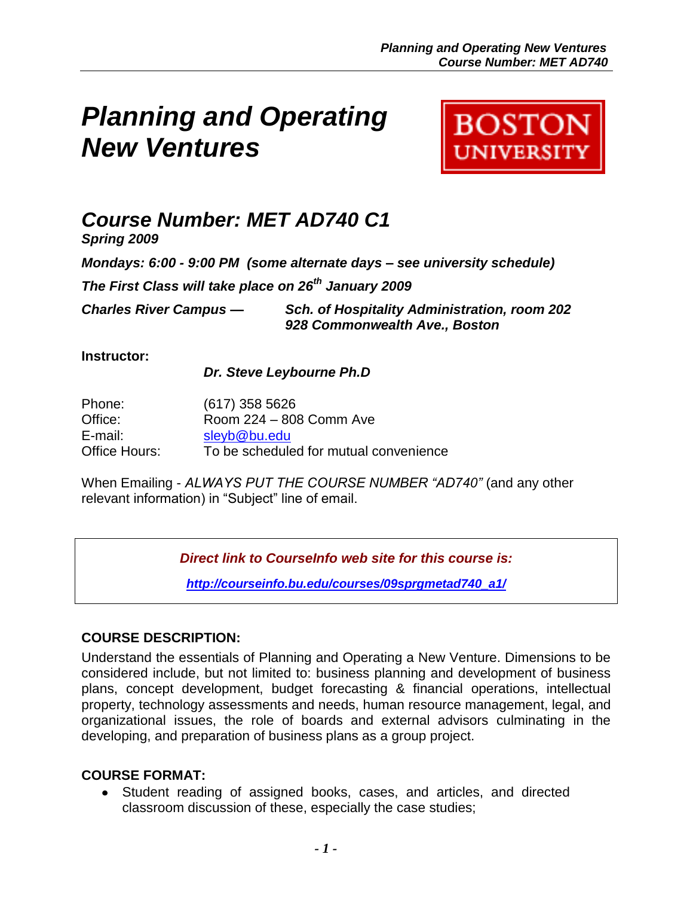# *Planning and Operating New Ventures*

BOSTON UNIVERSITY

## *Course Number: MET AD740 C1*

***Spring 2009***

***Mondays: 6:00 - 9:00 PM (some alternate days – see university schedule)***

***The First Class will take place on 26th January 2009***

***Charles River Campus —*** ***Sch. of Hospitality Administration, room 202***
***928 Commonwealth Ave., Boston***

**Instructor:**

***Dr. Steve Leybourne Ph.D***

| | |
|---|---|
| Phone: | (617) 358 5626 |
| Office: | Room 224 – 808 Comm Ave |
| E-mail: | sleyb@bu.edu |
| Office Hours: | To be scheduled for mutual convenience |

When Emailing - *ALWAYS PUT THE COURSE NUMBER "AD740"* (and any other relevant information) in "Subject" line of email.

***Direct link to CourseInfo web site for this course is:***

***http://courseinfo.bu.edu/courses/09sprgmetad740_a1/***

### COURSE DESCRIPTION:

Understand the essentials of Planning and Operating a New Venture. Dimensions to be considered include, but not limited to: business planning and development of business plans, concept development, budget forecasting & financial operations, intellectual property, technology assessments and needs, human resource management, legal, and organizational issues, the role of boards and external advisors culminating in the developing, and preparation of business plans as a group project.

### COURSE FORMAT:

- Student reading of assigned books, cases, and articles, and directed classroom discussion of these, especially the case studies;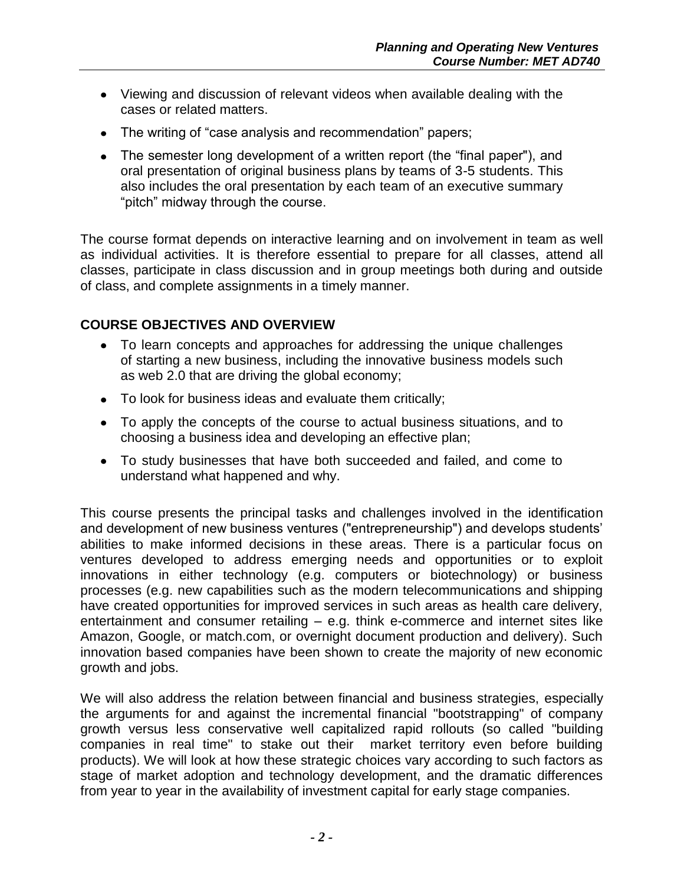- Viewing and discussion of relevant videos when available dealing with the cases or related matters.
- The writing of "case analysis and recommendation" papers;
- The semester long development of a written report (the "final paper"), and oral presentation of original business plans by teams of 3-5 students. This also includes the oral presentation by each team of an executive summary "pitch" midway through the course.

The course format depends on interactive learning and on involvement in team as well as individual activities. It is therefore essential to prepare for all classes, attend all classes, participate in class discussion and in group meetings both during and outside of class, and complete assignments in a timely manner.

## COURSE OBJECTIVES AND OVERVIEW

- To learn concepts and approaches for addressing the unique challenges of starting a new business, including the innovative business models such as web 2.0 that are driving the global economy;
- To look for business ideas and evaluate them critically;
- To apply the concepts of the course to actual business situations, and to choosing a business idea and developing an effective plan;
- To study businesses that have both succeeded and failed, and come to understand what happened and why.

This course presents the principal tasks and challenges involved in the identification and development of new business ventures ("entrepreneurship") and develops students' abilities to make informed decisions in these areas. There is a particular focus on ventures developed to address emerging needs and opportunities or to exploit innovations in either technology (e.g. computers or biotechnology) or business processes (e.g. new capabilities such as the modern telecommunications and shipping have created opportunities for improved services in such areas as health care delivery, entertainment and consumer retailing – e.g. think e-commerce and internet sites like Amazon, Google, or match.com, or overnight document production and delivery). Such innovation based companies have been shown to create the majority of new economic growth and jobs.

We will also address the relation between financial and business strategies, especially the arguments for and against the incremental financial "bootstrapping" of company growth versus less conservative well capitalized rapid rollouts (so called "building companies in real time" to stake out their market territory even before building products). We will look at how these strategic choices vary according to such factors as stage of market adoption and technology development, and the dramatic differences from year to year in the availability of investment capital for early stage companies.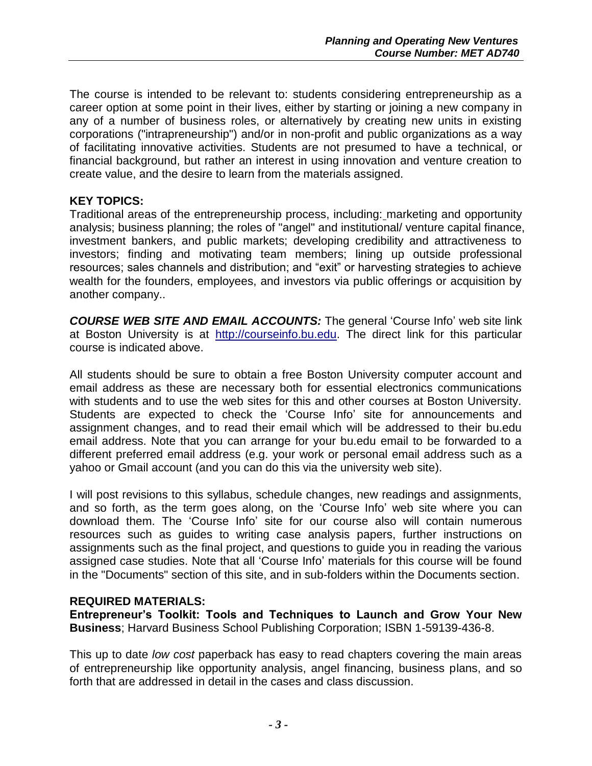The course is intended to be relevant to: students considering entrepreneurship as a career option at some point in their lives, either by starting or joining a new company in any of a number of business roles, or alternatively by creating new units in existing corporations ("intrapreneurship") and/or in non-profit and public organizations as a way of facilitating innovative activities. Students are not presumed to have a technical, or financial background, but rather an interest in using innovation and venture creation to create value, and the desire to learn from the materials assigned.

**KEY TOPICS:**
Traditional areas of the entrepreneurship process, including: marketing and opportunity analysis; business planning; the roles of "angel" and institutional/ venture capital finance, investment bankers, and public markets; developing credibility and attractiveness to investors; finding and motivating team members; lining up outside professional resources; sales channels and distribution; and "exit" or harvesting strategies to achieve wealth for the founders, employees, and investors via public offerings or acquisition by another company..

***COURSE WEB SITE AND EMAIL ACCOUNTS:*** The general 'Course Info' web site link at Boston University is at [http://courseinfo.bu.edu](http://courseinfo.bu.edu). The direct link for this particular course is indicated above.

All students should be sure to obtain a free Boston University computer account and email address as these are necessary both for essential electronics communications with students and to use the web sites for this and other courses at Boston University. Students are expected to check the 'Course Info' site for announcements and assignment changes, and to read their email which will be addressed to their bu.edu email address. Note that you can arrange for your bu.edu email to be forwarded to a different preferred email address (e.g. your work or personal email address such as a yahoo or Gmail account (and you can do this via the university web site).

I will post revisions to this syllabus, schedule changes, new readings and assignments, and so forth, as the term goes along, on the 'Course Info' web site where you can download them. The 'Course Info' site for our course also will contain numerous resources such as guides to writing case analysis papers, further instructions on assignments such as the final project, and questions to guide you in reading the various assigned case studies. Note that all 'Course Info' materials for this course will be found in the "Documents" section of this site, and in sub-folders within the Documents section.

**REQUIRED MATERIALS:**
**Entrepreneur's Toolkit: Tools and Techniques to Launch and Grow Your New Business**; Harvard Business School Publishing Corporation; ISBN 1-59139-436-8.

This up to date *low cost* paperback has easy to read chapters covering the main areas of entrepreneurship like opportunity analysis, angel financing, business plans, and so forth that are addressed in detail in the cases and class discussion.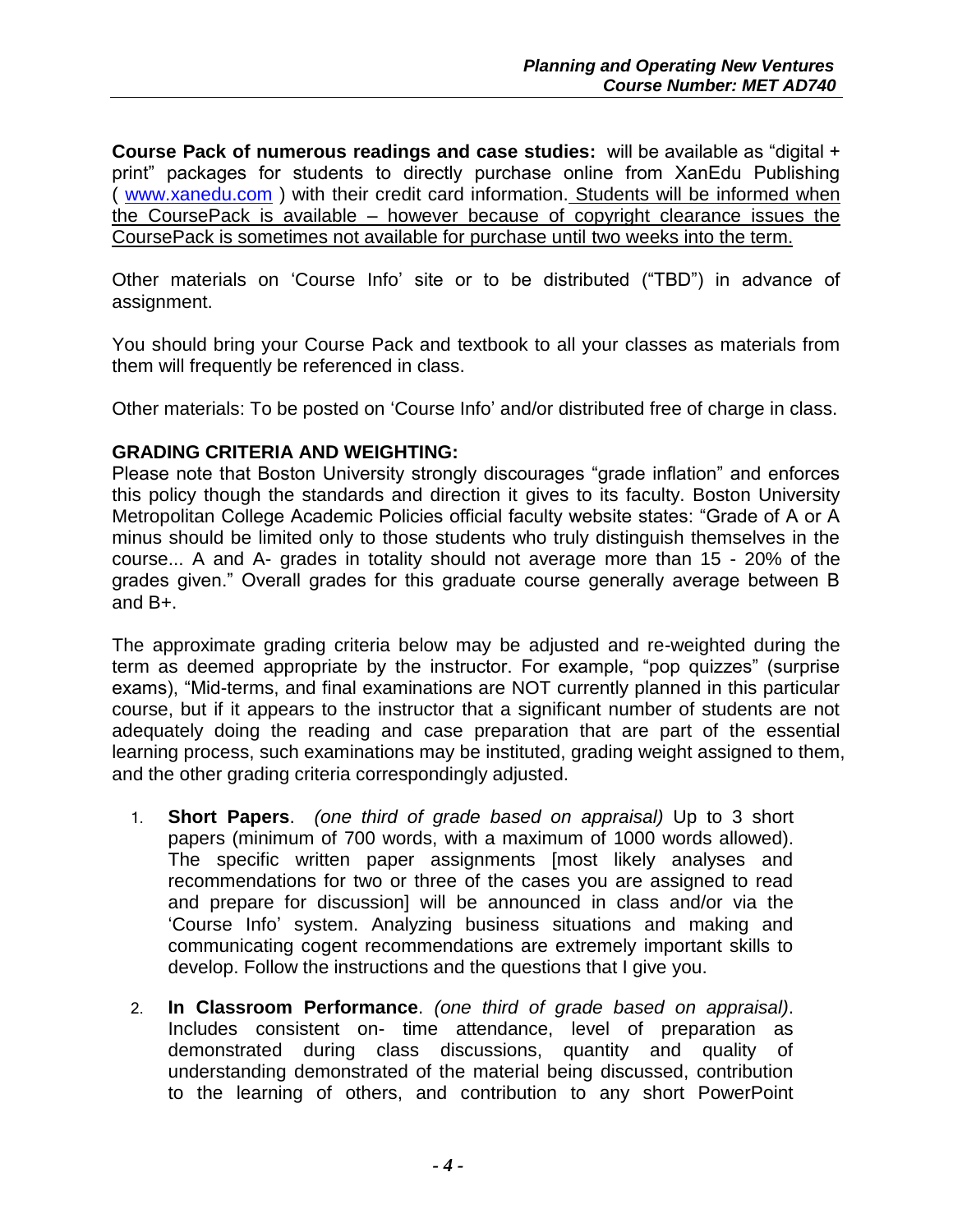**Course Pack of numerous readings and case studies:** will be available as "digital + print" packages for students to directly purchase online from XanEdu Publishing ( www.xanedu.com ) with their credit card information. Students will be informed when the CoursePack is available – however because of copyright clearance issues the CoursePack is sometimes not available for purchase until two weeks into the term.

Other materials on 'Course Info' site or to be distributed ("TBD") in advance of assignment.

You should bring your Course Pack and textbook to all your classes as materials from them will frequently be referenced in class.

Other materials: To be posted on 'Course Info' and/or distributed free of charge in class.

**GRADING CRITERIA AND WEIGHTING:**

Please note that Boston University strongly discourages "grade inflation" and enforces this policy though the standards and direction it gives to its faculty. Boston University Metropolitan College Academic Policies official faculty website states: "Grade of A or A minus should be limited only to those students who truly distinguish themselves in the course... A and A- grades in totality should not average more than 15 - 20% of the grades given." Overall grades for this graduate course generally average between B and B+.

The approximate grading criteria below may be adjusted and re-weighted during the term as deemed appropriate by the instructor. For example, "pop quizzes" (surprise exams), "Mid-terms, and final examinations are NOT currently planned in this particular course, but if it appears to the instructor that a significant number of students are not adequately doing the reading and case preparation that are part of the essential learning process, such examinations may be instituted, grading weight assigned to them, and the other grading criteria correspondingly adjusted.

1. **Short Papers**. *(one third of grade based on appraisal)* Up to 3 short papers (minimum of 700 words, with a maximum of 1000 words allowed). The specific written paper assignments [most likely analyses and recommendations for two or three of the cases you are assigned to read and prepare for discussion] will be announced in class and/or via the 'Course Info' system. Analyzing business situations and making and communicating cogent recommendations are extremely important skills to develop. Follow the instructions and the questions that I give you.

2. **In Classroom Performance**. *(one third of grade based on appraisal)*. Includes consistent on- time attendance, level of preparation as demonstrated during class discussions, quantity and quality of understanding demonstrated of the material being discussed, contribution to the learning of others, and contribution to any short PowerPoint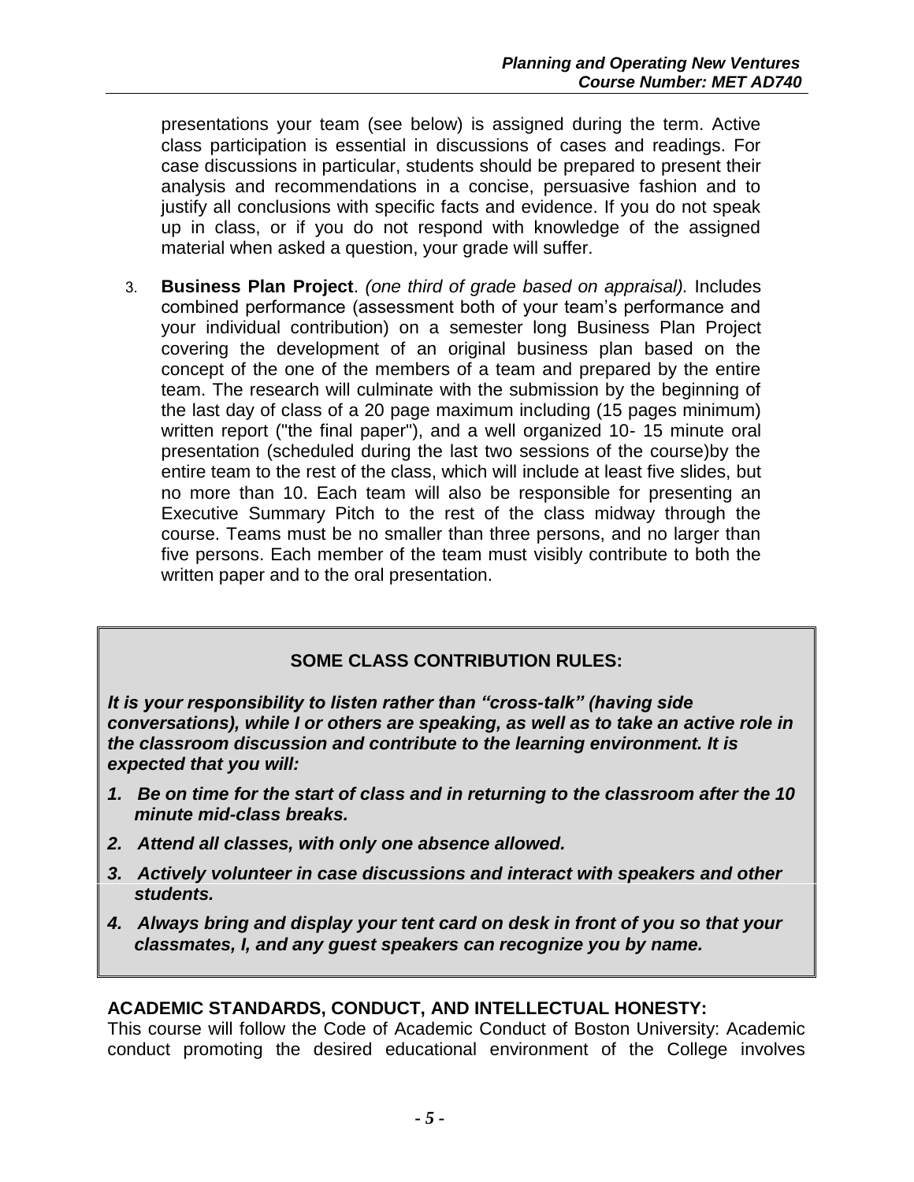presentations your team (see below) is assigned during the term. Active class participation is essential in discussions of cases and readings. For case discussions in particular, students should be prepared to present their analysis and recommendations in a concise, persuasive fashion and to justify all conclusions with specific facts and evidence. If you do not speak up in class, or if you do not respond with knowledge of the assigned material when asked a question, your grade will suffer.

3. **Business Plan Project**. *(one third of grade based on appraisal).* Includes combined performance (assessment both of your team's performance and your individual contribution) on a semester long Business Plan Project covering the development of an original business plan based on the concept of the one of the members of a team and prepared by the entire team. The research will culminate with the submission by the beginning of the last day of class of a 20 page maximum including (15 pages minimum) written report ("the final paper"), and a well organized 10- 15 minute oral presentation (scheduled during the last two sessions of the course)by the entire team to the rest of the class, which will include at least five slides, but no more than 10. Each team will also be responsible for presenting an Executive Summary Pitch to the rest of the class midway through the course. Teams must be no smaller than three persons, and no larger than five persons. Each member of the team must visibly contribute to both the written paper and to the oral presentation.

**SOME CLASS CONTRIBUTION RULES:**

***It is your responsibility to listen rather than "cross-talk" (having side conversations), while I or others are speaking, as well as to take an active role in the classroom discussion and contribute to the learning environment. It is expected that you will:***

1. ***Be on time for the start of class and in returning to the classroom after the 10 minute mid-class breaks.***
2. ***Attend all classes, with only one absence allowed.***
3. ***Actively volunteer in case discussions and interact with speakers and other students.***
4. ***Always bring and display your tent card on desk in front of you so that your classmates, I, and any guest speakers can recognize you by name.***

## ACADEMIC STANDARDS, CONDUCT, AND INTELLECTUAL HONESTY:

This course will follow the Code of Academic Conduct of Boston University: Academic conduct promoting the desired educational environment of the College involves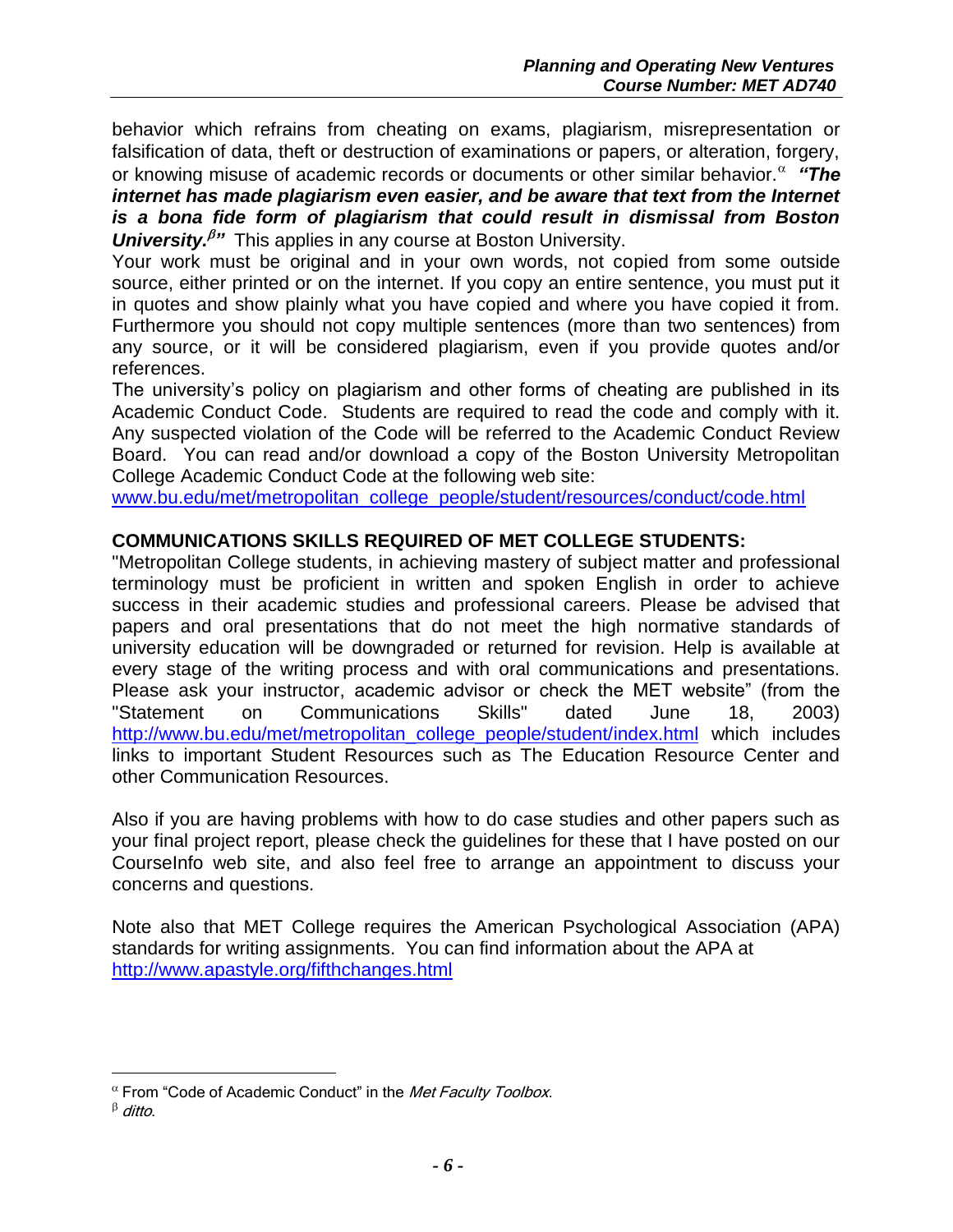behavior which refrains from cheating on exams, plagiarism, misrepresentation or falsification of data, theft or destruction of examinations or papers, or alteration, forgery, or knowing misuse of academic records or documents or other similar behavior.[α] ***"The internet has made plagiarism even easier, and be aware that text from the Internet is a bona fide form of plagiarism that could result in dismissal from Boston University.[β]"*** This applies in any course at Boston University.

Your work must be original and in your own words, not copied from some outside source, either printed or on the internet. If you copy an entire sentence, you must put it in quotes and show plainly what you have copied and where you have copied it from. Furthermore you should not copy multiple sentences (more than two sentences) from any source, or it will be considered plagiarism, even if you provide quotes and/or references.

The university's policy on plagiarism and other forms of cheating are published in its Academic Conduct Code. Students are required to read the code and comply with it. Any suspected violation of the Code will be referred to the Academic Conduct Review Board. You can read and/or download a copy of the Boston University Metropolitan College Academic Conduct Code at the following web site:
www.bu.edu/met/metropolitan_college_people/student/resources/conduct/code.html

## COMMUNICATIONS SKILLS REQUIRED OF MET COLLEGE STUDENTS:

"Metropolitan College students, in achieving mastery of subject matter and professional terminology must be proficient in written and spoken English in order to achieve success in their academic studies and professional careers. Please be advised that papers and oral presentations that do not meet the high normative standards of university education will be downgraded or returned for revision. Help is available at every stage of the writing process and with oral communications and presentations. Please ask your instructor, academic advisor or check the MET website" (from the "Statement on Communications Skills" dated June 18, 2003) http://www.bu.edu/met/metropolitan_college_people/student/index.html which includes links to important Student Resources such as The Education Resource Center and other Communication Resources.

Also if you are having problems with how to do case studies and other papers such as your final project report, please check the guidelines for these that I have posted on our CourseInfo web site, and also feel free to arrange an appointment to discuss your concerns and questions.

Note also that MET College requires the American Psychological Association (APA) standards for writing assignments. You can find information about the APA at http://www.apastyle.org/fifthchanges.html

---

[α] From "Code of Academic Conduct" in the *Met Faculty Toolbox*.

[β] *ditto*.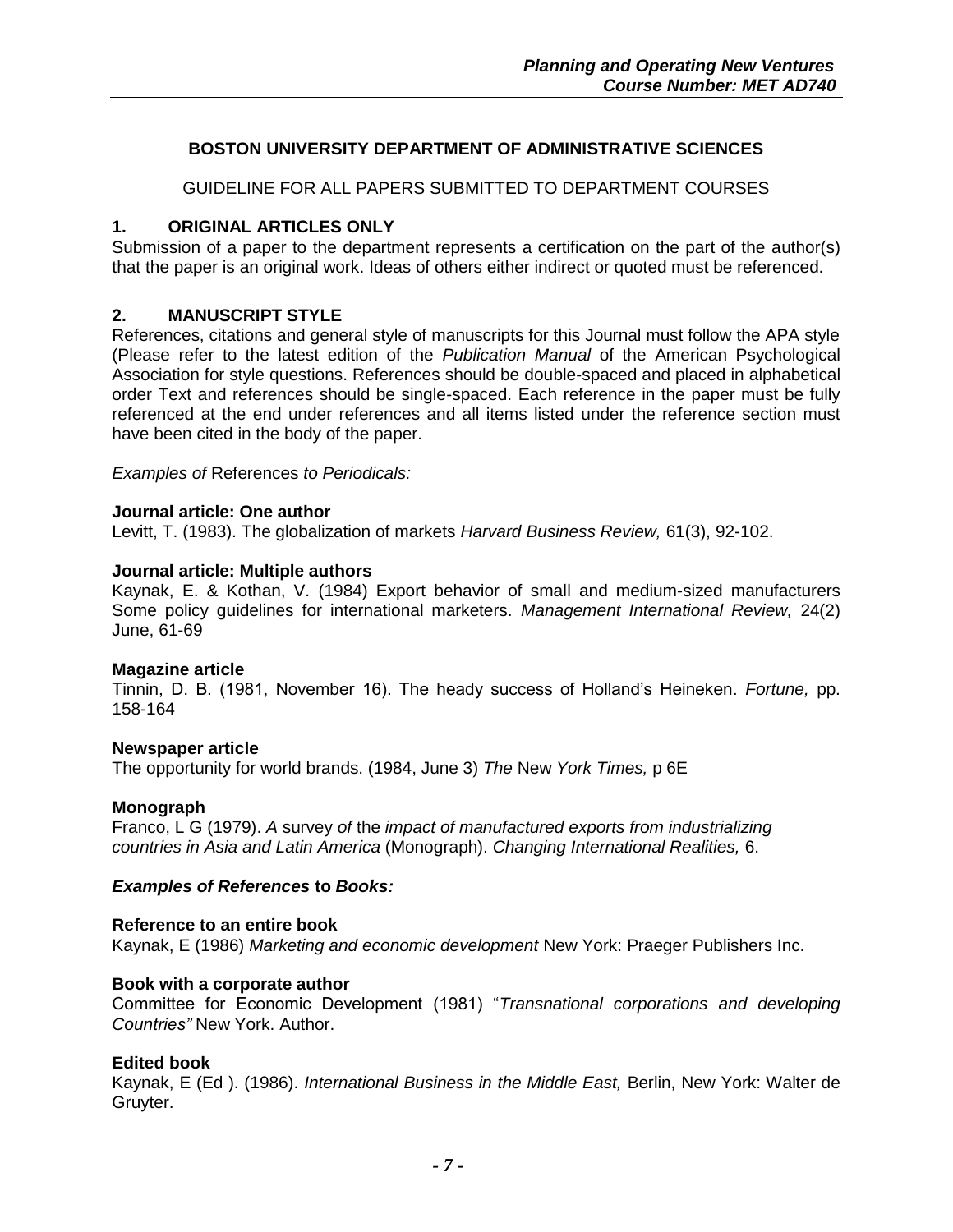## BOSTON UNIVERSITY DEPARTMENT OF ADMINISTRATIVE SCIENCES

GUIDELINE FOR ALL PAPERS SUBMITTED TO DEPARTMENT COURSES

### 1. ORIGINAL ARTICLES ONLY

Submission of a paper to the department represents a certification on the part of the author(s) that the paper is an original work. Ideas of others either indirect or quoted must be referenced.

### 2. MANUSCRIPT STYLE

References, citations and general style of manuscripts for this Journal must follow the APA style (Please refer to the latest edition of the *Publication Manual* of the American Psychological Association for style questions. References should be double-spaced and placed in alphabetical order Text and references should be single-spaced. Each reference in the paper must be fully referenced at the end under references and all items listed under the reference section must have been cited in the body of the paper.

*Examples of* References *to Periodicals:*

**Journal article: One author**
Levitt, T. (1983). The globalization of markets *Harvard Business Review,* 61(3), 92-102.

**Journal article: Multiple authors**
Kaynak, E. & Kothan, V. (1984) Export behavior of small and medium-sized manufacturers Some policy guidelines for international marketers. *Management International Review,* 24(2) June, 61-69

**Magazine article**
Tinnin, D. B. (1981, November 16). The heady success of Holland's Heineken. *Fortune,* pp. 158-164

**Newspaper article**
The opportunity for world brands. (1984, June 3) *The* New *York Times,* p 6E

**Monograph**
Franco, L G (1979). *A* survey *of* the *impact of manufactured exports from industrializing countries in Asia and Latin America* (Monograph). *Changing International Realities,* 6.

***Examples of References* to *Books:***

**Reference to an entire book**
Kaynak, E (1986) *Marketing and economic development* New York: Praeger Publishers Inc.

**Book with a corporate author**
Committee for Economic Development (1981) "*Transnational corporations and developing Countries"* New York. Author.

**Edited book**
Kaynak, E (Ed ). (1986). *International Business in the Middle East,* Berlin, New York: Walter de Gruyter.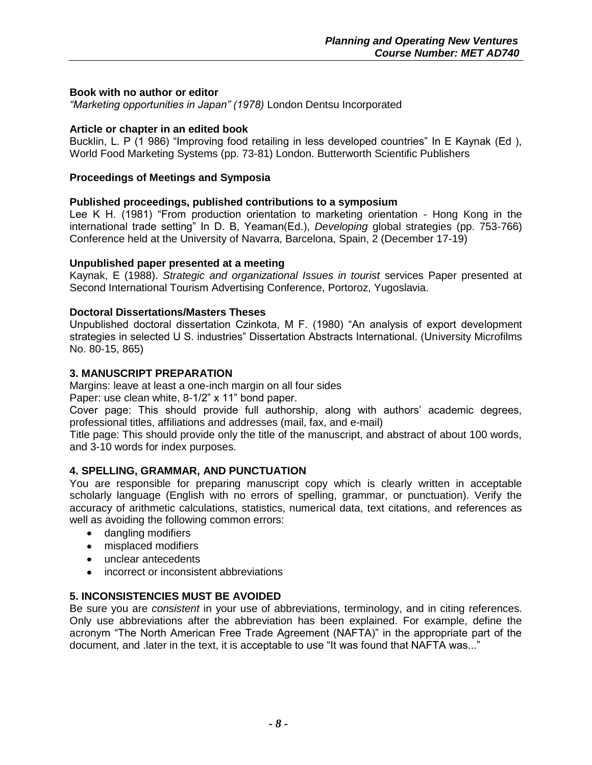**Book with no author or editor**

*"Marketing opportunities in Japan" (1978)* London Dentsu Incorporated

**Article or chapter in an edited book**

Bucklin, L. P (1 986) "Improving food retailing in less developed countries" In E Kaynak (Ed ), World Food Marketing Systems (pp. 73-81) London. Butterworth Scientific Publishers

**Proceedings of Meetings and Symposia**

**Published proceedings, published contributions to a symposium**

Lee K H. (1981) "From production orientation to marketing orientation - Hong Kong in the international trade setting" In D. B, Yeaman(Ed.), *Developing* global strategies (pp. 753-766) Conference held at the University of Navarra, Barcelona, Spain, 2 (December 17-19)

**Unpublished paper presented at a meeting**

Kaynak, E (1988). *Strategic and organizational Issues in tourist* services Paper presented at Second International Tourism Advertising Conference, Portoroz, Yugoslavia.

**Doctoral Dissertations/Masters Theses**

Unpublished doctoral dissertation Czinkota, M F. (1980) "An analysis of export development strategies in selected U S. industries" Dissertation Abstracts International. (University Microfilms No. 80-15, 865)

## 3. MANUSCRIPT PREPARATION

Margins: leave at least a one-inch margin on all four sides

Paper: use clean white, 8-1/2" x 11" bond paper.

Cover page: This should provide full authorship, along with authors' academic degrees, professional titles, affiliations and addresses (mail, fax, and e-mail)

Title page: This should provide only the title of the manuscript, and abstract of about 100 words, and 3-10 words for index purposes.

## 4. SPELLING, GRAMMAR, AND PUNCTUATION

You are responsible for preparing manuscript copy which is clearly written in acceptable scholarly language (English with no errors of spelling, grammar, or punctuation). Verify the accuracy of arithmetic calculations, statistics, numerical data, text citations, and references as well as avoiding the following common errors:

- dangling modifiers
- misplaced modifiers
- unclear antecedents
- incorrect or inconsistent abbreviations

## 5. INCONSISTENCIES MUST BE AVOIDED

Be sure you are *consistent* in your use of abbreviations, terminology, and in citing references. Only use abbreviations after the abbreviation has been explained. For example, define the acronym "The North American Free Trade Agreement (NAFTA)" in the appropriate part of the document, and .later in the text, it is acceptable to use "It was found that NAFTA was..."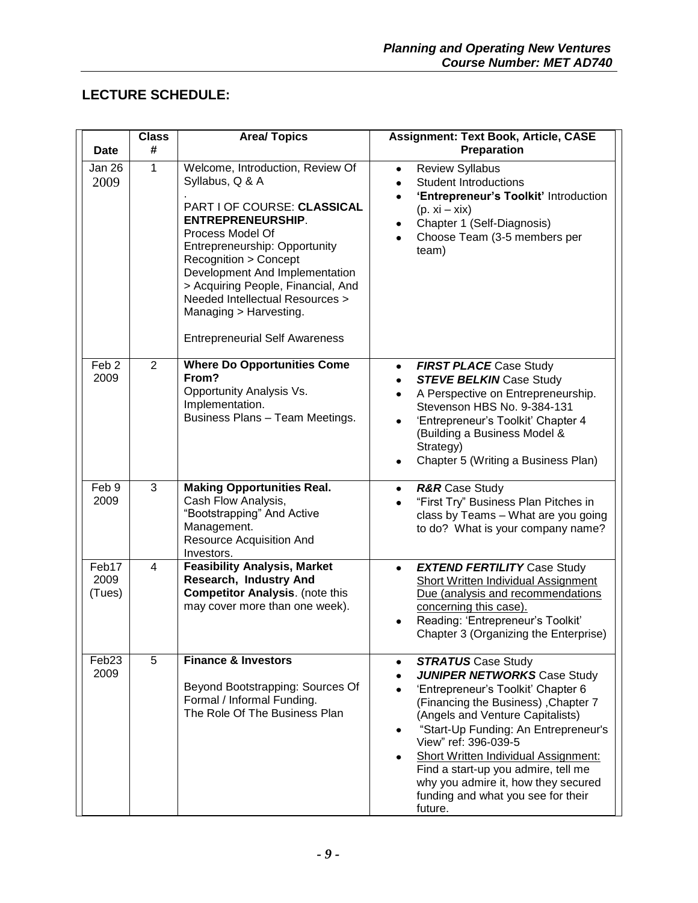## LECTURE SCHEDULE:

| Date | Class # | Area/ Topics | Assignment: Text Book, Article, CASE Preparation |
|---|---|---|---|
| Jan 26 2009 | 1 | Welcome, Introduction, Review Of Syllabus, Q & A<br>.<br>PART I OF COURSE: **CLASSICAL ENTREPRENEURSHIP**. Process Model Of Entrepreneurship: Opportunity Recognition > Concept Development And Implementation > Acquiring People, Financial, And Needed Intellectual Resources > Managing > Harvesting.<br><br>Entrepreneurial Self Awareness | • Review Syllabus<br>• Student Introductions<br>• **'Entrepreneur's Toolkit'** Introduction (p. xi – xix)<br>• Chapter 1 (Self-Diagnosis)<br>• Choose Team (3-5 members per team) |
| Feb 2 2009 | 2 | **Where Do Opportunities Come From?**<br>Opportunity Analysis Vs. Implementation.<br>Business Plans – Team Meetings. | • ***FIRST PLACE*** Case Study<br>• ***STEVE BELKIN*** Case Study<br>• A Perspective on Entrepreneurship. Stevenson HBS No. 9-384-131<br>• 'Entrepreneur's Toolkit' Chapter 4 (Building a Business Model & Strategy)<br>• Chapter 5 (Writing a Business Plan) |
| Feb 9 2009 | 3 | **Making Opportunities Real.**<br>Cash Flow Analysis, "Bootstrapping" And Active Management.<br>Resource Acquisition And Investors. | • ***R&R*** Case Study<br>• "First Try" Business Plan Pitches in class by Teams – What are you going to do? What is your company name? |
| Feb17 2009 (Tues) | 4 | **Feasibility Analysis, Market Research, Industry And Competitor Analysis**. (note this may cover more than one week). | • ***EXTEND FERTILITY*** Case Study Short Written Individual Assignment Due (analysis and recommendations concerning this case).<br>• Reading: 'Entrepreneur's Toolkit' Chapter 3 (Organizing the Enterprise) |
| Feb23 2009 | 5 | **Finance & Investors**<br><br>Beyond Bootstrapping: Sources Of Formal / Informal Funding.<br>The Role Of The Business Plan | • ***STRATUS*** Case Study<br>• ***JUNIPER NETWORKS*** Case Study<br>• 'Entrepreneur's Toolkit' Chapter 6 (Financing the Business) ,Chapter 7 (Angels and Venture Capitalists)<br>• "Start-Up Funding: An Entrepreneur's View" ref: 396-039-5<br>• Short Written Individual Assignment: Find a start-up you admire, tell me why you admire it, how they secured funding and what you see for their future. |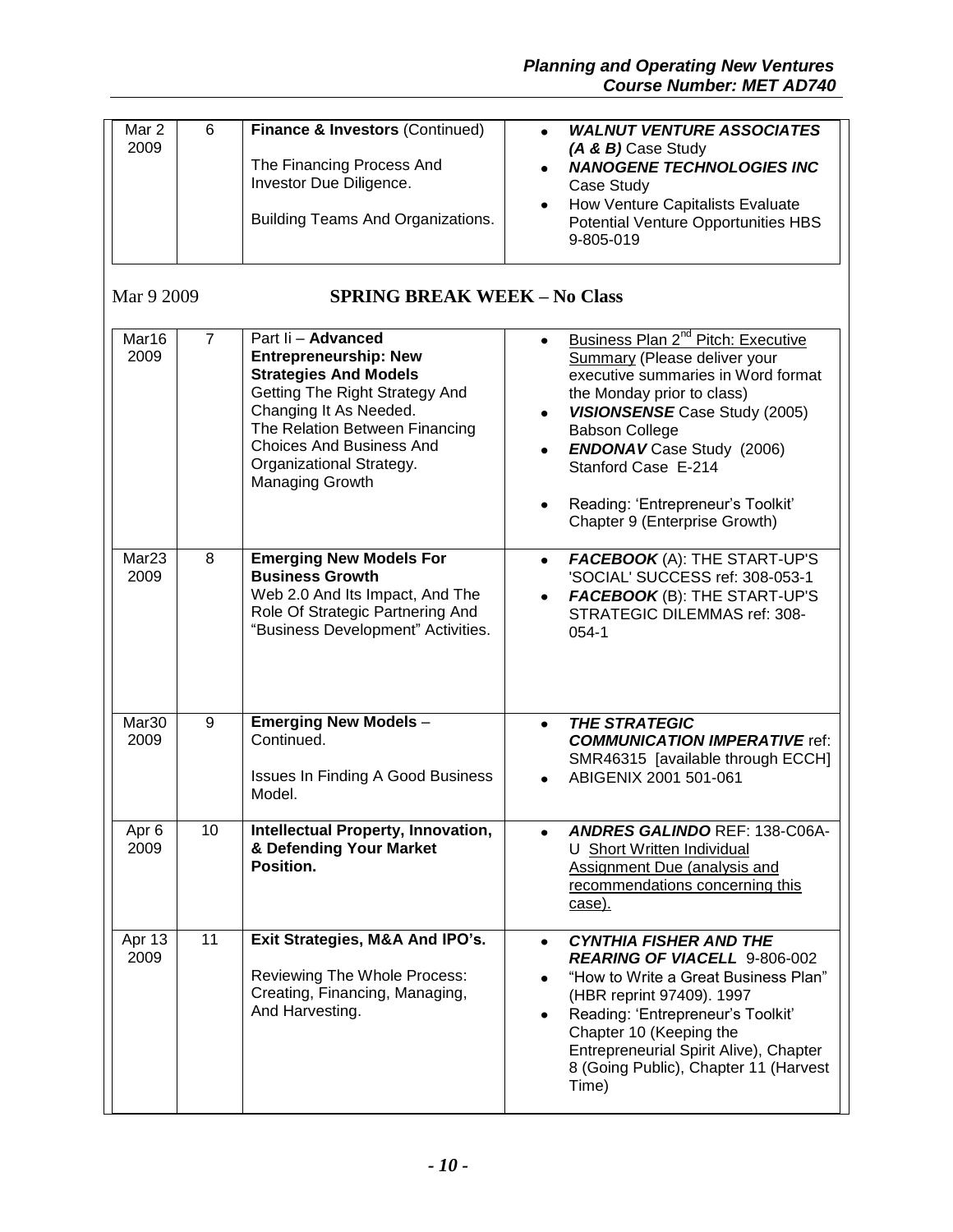| | | | |
|---|---|---|---|
| Mar 2 2009 | 6 | **Finance & Investors** (Continued)<br><br>The Financing Process And Investor Due Diligence.<br><br>Building Teams And Organizations. | • ***WALNUT VENTURE ASSOCIATES (A & B)*** Case Study<br>• ***NANOGENE TECHNOLOGIES INC*** Case Study<br>• How Venture Capitalists Evaluate Potential Venture Opportunities HBS 9-805-019 |

Mar 9 2009 **SPRING BREAK WEEK – No Class**

| | | | |
|---|---|---|---|
| Mar16 2009 | 7 | Part Ii – **Advanced Entrepreneurship: New Strategies And Models**<br>Getting The Right Strategy And Changing It As Needed.<br>The Relation Between Financing Choices And Business And Organizational Strategy.<br>Managing Growth | • Business Plan 2nd Pitch: Executive Summary (Please deliver your executive summaries in Word format the Monday prior to class)<br>• ***VISIONSENSE*** Case Study (2005) Babson College<br>• ***ENDONAV*** Case Study (2006) Stanford Case E-214<br><br>• Reading: 'Entrepreneur's Toolkit' Chapter 9 (Enterprise Growth) |
| Mar23 2009 | 8 | **Emerging New Models For Business Growth**<br>Web 2.0 And Its Impact, And The Role Of Strategic Partnering And "Business Development" Activities. | • ***FACEBOOK*** (A): THE START-UP'S 'SOCIAL' SUCCESS ref: 308-053-1<br>• ***FACEBOOK*** (B): THE START-UP'S STRATEGIC DILEMMAS ref: 308-054-1 |
| Mar30 2009 | 9 | **Emerging New Models** – Continued.<br><br>Issues In Finding A Good Business Model. | • ***THE STRATEGIC COMMUNICATION IMPERATIVE*** ref: SMR46315 [available through ECCH]<br>• ABIGENIX 2001 501-061 |
| Apr 6 2009 | 10 | **Intellectual Property, Innovation, & Defending Your Market Position.** | • ***ANDRES GALINDO*** REF: 138-C06A-U Short Written Individual Assignment Due (analysis and recommendations concerning this case). |
| Apr 13 2009 | 11 | **Exit Strategies, M&A And IPO's.**<br><br>Reviewing The Whole Process: Creating, Financing, Managing, And Harvesting. | • ***CYNTHIA FISHER AND THE REARING OF VIACELL*** 9-806-002<br>• "How to Write a Great Business Plan" (HBR reprint 97409). 1997<br>• Reading: 'Entrepreneur's Toolkit' Chapter 10 (Keeping the Entrepreneurial Spirit Alive), Chapter 8 (Going Public), Chapter 11 (Harvest Time) |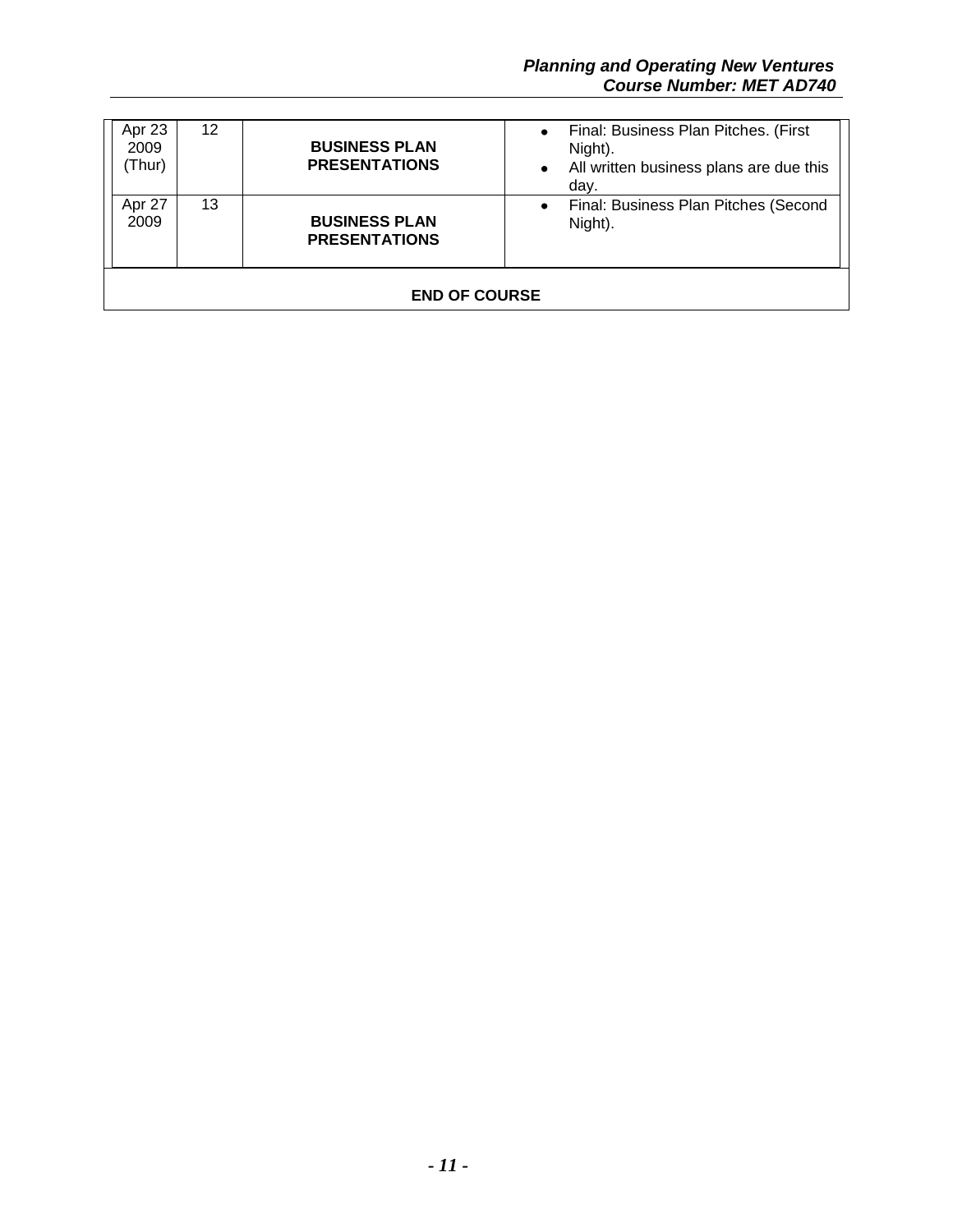| | | | |
|---|---|---|---|
| Apr 23 2009 (Thur) | 12 | **BUSINESS PLAN PRESENTATIONS** | • Final: Business Plan Pitches. (First Night).<br>• All written business plans are due this day. |
| Apr 27 2009 | 13 | **BUSINESS PLAN PRESENTATIONS** | • Final: Business Plan Pitches (Second Night). |

**END OF COURSE**